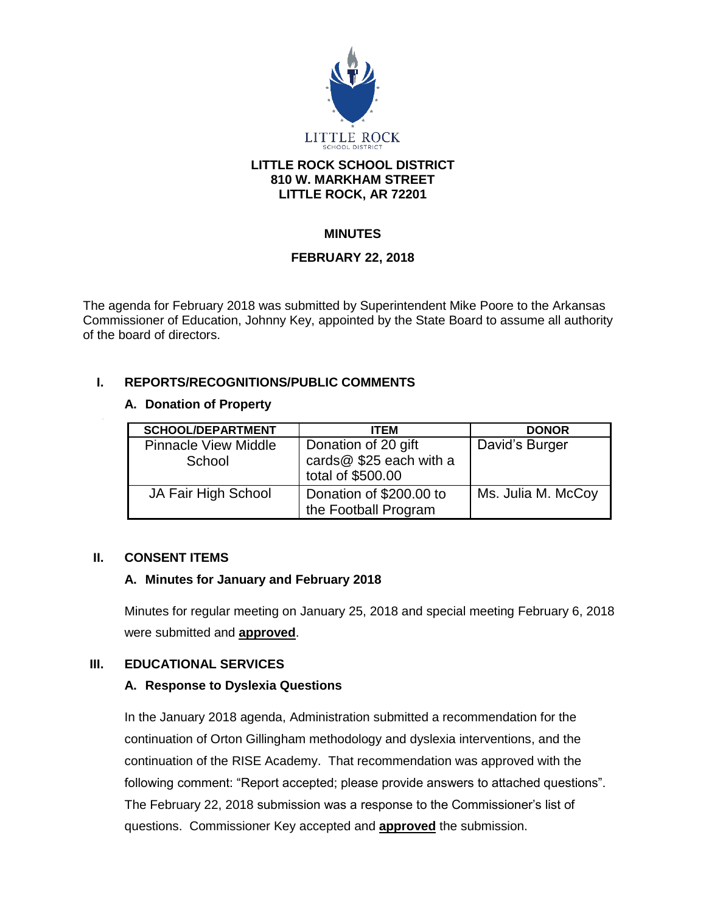LITTLE ROCK

SCHOOL DISTRICT

**LITTLE ROCK SCHOOL DISTRICT**
**810 W. MARKHAM STREET**
**LITTLE ROCK, AR 72201**

# MINUTES

## FEBRUARY 22, 2018

The agenda for February 2018 was submitted by Superintendent Mike Poore to the Arkansas Commissioner of Education, Johnny Key, appointed by the State Board to assume all authority of the board of directors.

## I. REPORTS/RECOGNITIONS/PUBLIC COMMENTS

### A. Donation of Property

| SCHOOL/DEPARTMENT | ITEM | DONOR |
|---|---|---|
| Pinnacle View Middle School | Donation of 20 gift cards@ $25 each with a total of $500.00 | David's Burger |
| JA Fair High School | Donation of $200.00 to the Football Program | Ms. Julia M. McCoy |

## II. CONSENT ITEMS

### A. Minutes for January and February 2018

Minutes for regular meeting on January 25, 2018 and special meeting February 6, 2018 were submitted and **approved**.

## III. EDUCATIONAL SERVICES

### A. Response to Dyslexia Questions

In the January 2018 agenda, Administration submitted a recommendation for the continuation of Orton Gillingham methodology and dyslexia interventions, and the continuation of the RISE Academy. That recommendation was approved with the following comment: "Report accepted; please provide answers to attached questions". The February 22, 2018 submission was a response to the Commissioner's list of questions. Commissioner Key accepted and **approved** the submission.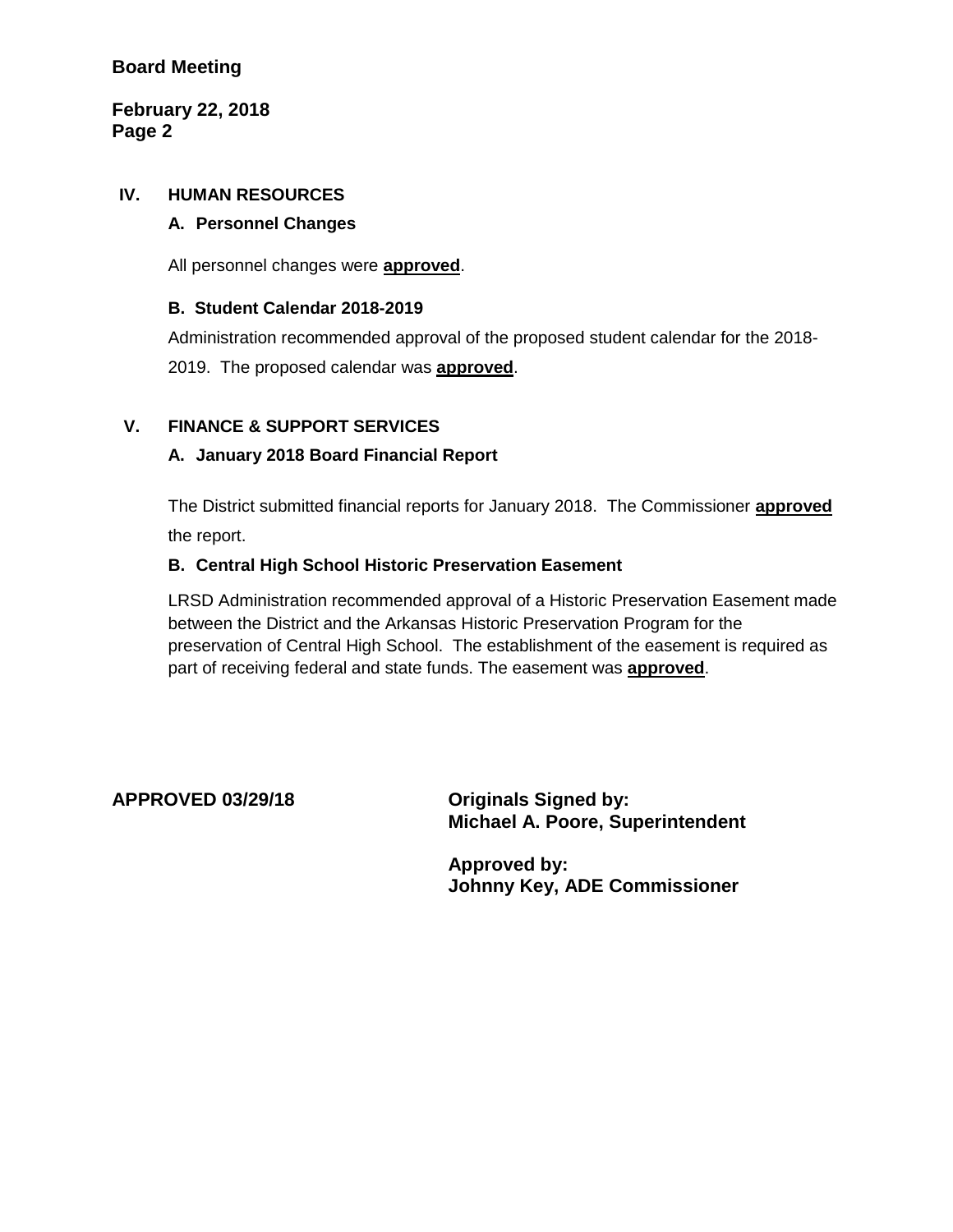## IV. HUMAN RESOURCES

### A. Personnel Changes

All personnel changes were **approved**.

### B. Student Calendar 2018-2019

Administration recommended approval of the proposed student calendar for the 2018-2019. The proposed calendar was **approved**.

## V. FINANCE & SUPPORT SERVICES

### A. January 2018 Board Financial Report

The District submitted financial reports for January 2018. The Commissioner **approved** the report.

### B. Central High School Historic Preservation Easement

LRSD Administration recommended approval of a Historic Preservation Easement made between the District and the Arkansas Historic Preservation Program for the preservation of Central High School. The establishment of the easement is required as part of receiving federal and state funds. The easement was **approved**.

**APPROVED 03/29/18**

**Originals Signed by:**
**Michael A. Poore, Superintendent**

**Approved by:**
**Johnny Key, ADE Commissioner**